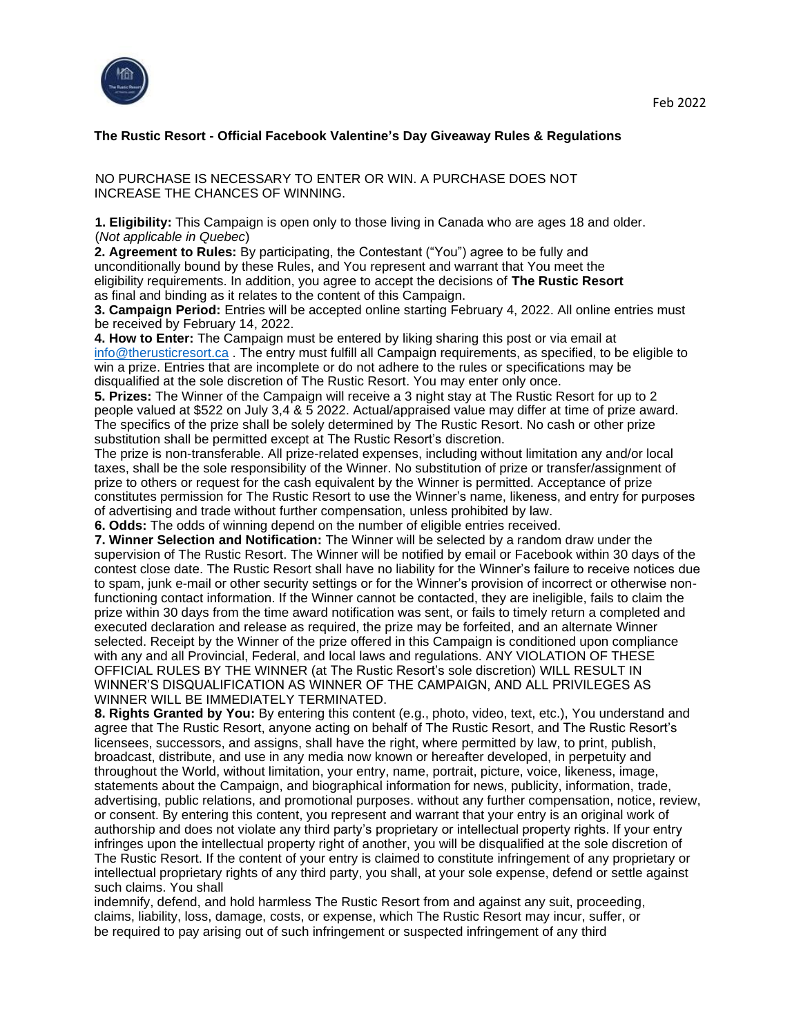Feb 2022

**The Rustic Resort - Official Facebook Valentine's Day Giveaway Rules & Regulations**

NO PURCHASE IS NECESSARY TO ENTER OR WIN. A PURCHASE DOES NOT INCREASE THE CHANCES OF WINNING.

**1. Eligibility:** This Campaign is open only to those living in Canada who are ages 18 and older. (*Not applicable in Quebec*)

**2. Agreement to Rules:** By participating, the Contestant ("You") agree to be fully and unconditionally bound by these Rules, and You represent and warrant that You meet the eligibility requirements. In addition, you agree to accept the decisions of **The Rustic Resort** as final and binding as it relates to the content of this Campaign.

**3. Campaign Period:** Entries will be accepted online starting February 4, 2022. All online entries must be received by February 14, 2022.

**4. How to Enter:** The Campaign must be entered by liking sharing this post or via email at info@therusticresort.ca . The entry must fulfill all Campaign requirements, as specified, to be eligible to win a prize. Entries that are incomplete or do not adhere to the rules or specifications may be disqualified at the sole discretion of The Rustic Resort. You may enter only once.

**5. Prizes:** The Winner of the Campaign will receive a 3 night stay at The Rustic Resort for up to 2 people valued at $522 on July 3,4 & 5 2022. Actual/appraised value may differ at time of prize award. The specifics of the prize shall be solely determined by The Rustic Resort. No cash or other prize substitution shall be permitted except at The Rustic Resort's discretion.

The prize is non-transferable. All prize-related expenses, including without limitation any and/or local taxes, shall be the sole responsibility of the Winner. No substitution of prize or transfer/assignment of prize to others or request for the cash equivalent by the Winner is permitted. Acceptance of prize constitutes permission for The Rustic Resort to use the Winner's name, likeness, and entry for purposes of advertising and trade without further compensation, unless prohibited by law.

**6. Odds:** The odds of winning depend on the number of eligible entries received.

**7. Winner Selection and Notification:** The Winner will be selected by a random draw under the supervision of The Rustic Resort. The Winner will be notified by email or Facebook within 30 days of the contest close date. The Rustic Resort shall have no liability for the Winner's failure to receive notices due to spam, junk e-mail or other security settings or for the Winner's provision of incorrect or otherwise non-functioning contact information. If the Winner cannot be contacted, they are ineligible, fails to claim the prize within 30 days from the time award notification was sent, or fails to timely return a completed and executed declaration and release as required, the prize may be forfeited, and an alternate Winner selected. Receipt by the Winner of the prize offered in this Campaign is conditioned upon compliance with any and all Provincial, Federal, and local laws and regulations. ANY VIOLATION OF THESE OFFICIAL RULES BY THE WINNER (at The Rustic Resort's sole discretion) WILL RESULT IN WINNER'S DISQUALIFICATION AS WINNER OF THE CAMPAIGN, AND ALL PRIVILEGES AS WINNER WILL BE IMMEDIATELY TERMINATED.

**8. Rights Granted by You:** By entering this content (e.g., photo, video, text, etc.), You understand and agree that The Rustic Resort, anyone acting on behalf of The Rustic Resort, and The Rustic Resort's licensees, successors, and assigns, shall have the right, where permitted by law, to print, publish, broadcast, distribute, and use in any media now known or hereafter developed, in perpetuity and throughout the World, without limitation, your entry, name, portrait, picture, voice, likeness, image, statements about the Campaign, and biographical information for news, publicity, information, trade, advertising, public relations, and promotional purposes. without any further compensation, notice, review, or consent. By entering this content, you represent and warrant that your entry is an original work of authorship and does not violate any third party's proprietary or intellectual property rights. If your entry infringes upon the intellectual property right of another, you will be disqualified at the sole discretion of The Rustic Resort. If the content of your entry is claimed to constitute infringement of any proprietary or intellectual proprietary rights of any third party, you shall, at your sole expense, defend or settle against such claims. You shall indemnify, defend, and hold harmless The Rustic Resort from and against any suit, proceeding, claims, liability, loss, damage, costs, or expense, which The Rustic Resort may incur, suffer, or be required to pay arising out of such infringement or suspected infringement of any third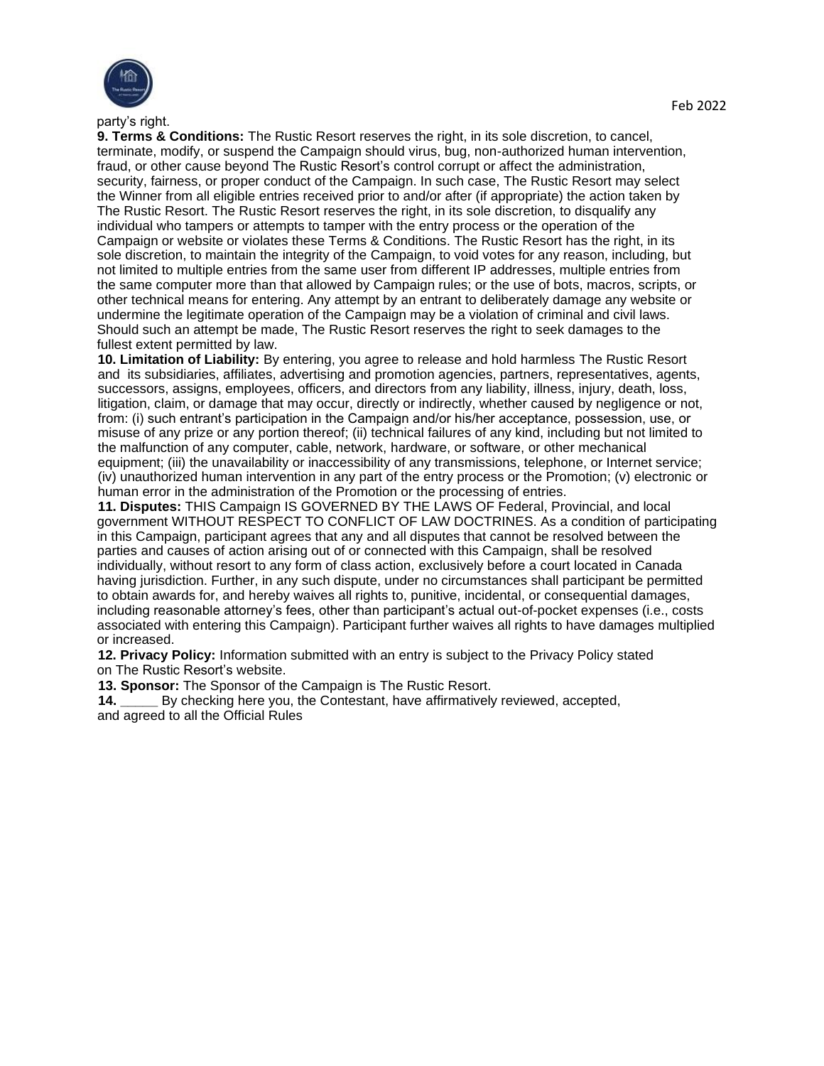party's right.

**9. Terms & Conditions:** The Rustic Resort reserves the right, in its sole discretion, to cancel, terminate, modify, or suspend the Campaign should virus, bug, non-authorized human intervention, fraud, or other cause beyond The Rustic Resort's control corrupt or affect the administration, security, fairness, or proper conduct of the Campaign. In such case, The Rustic Resort may select the Winner from all eligible entries received prior to and/or after (if appropriate) the action taken by The Rustic Resort. The Rustic Resort reserves the right, in its sole discretion, to disqualify any individual who tampers or attempts to tamper with the entry process or the operation of the Campaign or website or violates these Terms & Conditions. The Rustic Resort has the right, in its sole discretion, to maintain the integrity of the Campaign, to void votes for any reason, including, but not limited to multiple entries from the same user from different IP addresses, multiple entries from the same computer more than that allowed by Campaign rules; or the use of bots, macros, scripts, or other technical means for entering. Any attempt by an entrant to deliberately damage any website or undermine the legitimate operation of the Campaign may be a violation of criminal and civil laws. Should such an attempt be made, The Rustic Resort reserves the right to seek damages to the fullest extent permitted by law.

**10. Limitation of Liability:** By entering, you agree to release and hold harmless The Rustic Resort and its subsidiaries, affiliates, advertising and promotion agencies, partners, representatives, agents, successors, assigns, employees, officers, and directors from any liability, illness, injury, death, loss, litigation, claim, or damage that may occur, directly or indirectly, whether caused by negligence or not, from: (i) such entrant's participation in the Campaign and/or his/her acceptance, possession, use, or misuse of any prize or any portion thereof; (ii) technical failures of any kind, including but not limited to the malfunction of any computer, cable, network, hardware, or software, or other mechanical equipment; (iii) the unavailability or inaccessibility of any transmissions, telephone, or Internet service; (iv) unauthorized human intervention in any part of the entry process or the Promotion; (v) electronic or human error in the administration of the Promotion or the processing of entries.

**11. Disputes:** THIS Campaign IS GOVERNED BY THE LAWS OF Federal, Provincial, and local government WITHOUT RESPECT TO CONFLICT OF LAW DOCTRINES. As a condition of participating in this Campaign, participant agrees that any and all disputes that cannot be resolved between the parties and causes of action arising out of or connected with this Campaign, shall be resolved individually, without resort to any form of class action, exclusively before a court located in Canada having jurisdiction. Further, in any such dispute, under no circumstances shall participant be permitted to obtain awards for, and hereby waives all rights to, punitive, incidental, or consequential damages, including reasonable attorney's fees, other than participant's actual out-of-pocket expenses (i.e., costs associated with entering this Campaign). Participant further waives all rights to have damages multiplied or increased.

**12. Privacy Policy:** Information submitted with an entry is subject to the Privacy Policy stated on The Rustic Resort's website.

**13. Sponsor:** The Sponsor of the Campaign is The Rustic Resort.

**14. _____** By checking here you, the Contestant, have affirmatively reviewed, accepted, and agreed to all the Official Rules